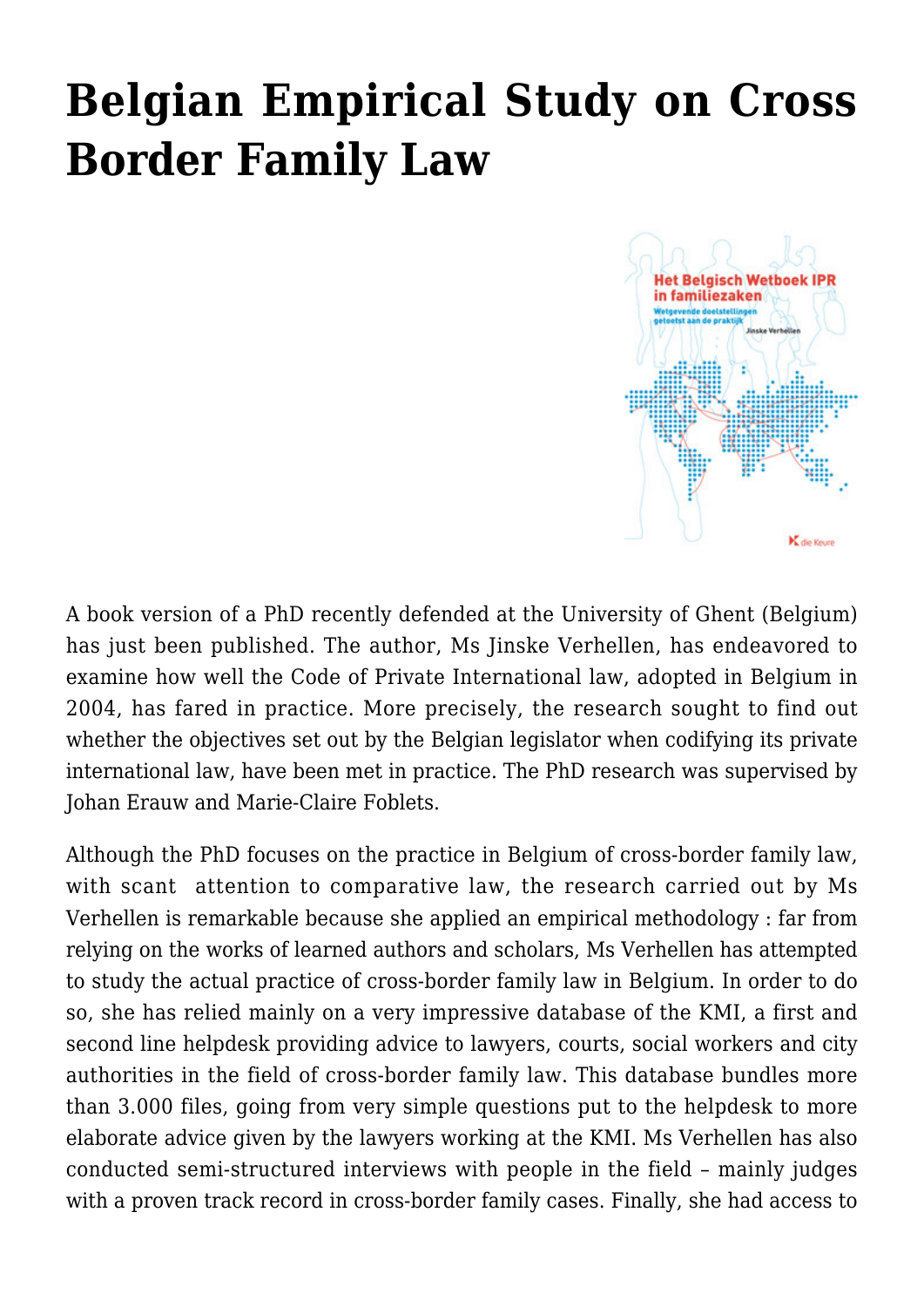# Belgian Empirical Study on Cross Border Family Law

A book version of a PhD recently defended at the University of Ghent (Belgium) has just been published. The author, Ms Jinske Verhellen, has endeavored to examine how well the Code of Private International law, adopted in Belgium in 2004, has fared in practice. More precisely, the research sought to find out whether the objectives set out by the Belgian legislator when codifying its private international law, have been met in practice. The PhD research was supervised by Johan Erauw and Marie-Claire Foblets.

Although the PhD focuses on the practice in Belgium of cross-border family law, with scant attention to comparative law, the research carried out by Ms Verhellen is remarkable because she applied an empirical methodology : far from relying on the works of learned authors and scholars, Ms Verhellen has attempted to study the actual practice of cross-border family law in Belgium. In order to do so, she has relied mainly on a very impressive database of the KMI, a first and second line helpdesk providing advice to lawyers, courts, social workers and city authorities in the field of cross-border family law. This database bundles more than 3.000 files, going from very simple questions put to the helpdesk to more elaborate advice given by the lawyers working at the KMI. Ms Verhellen has also conducted semi-structured interviews with people in the field – mainly judges with a proven track record in cross-border family cases. Finally, she had access to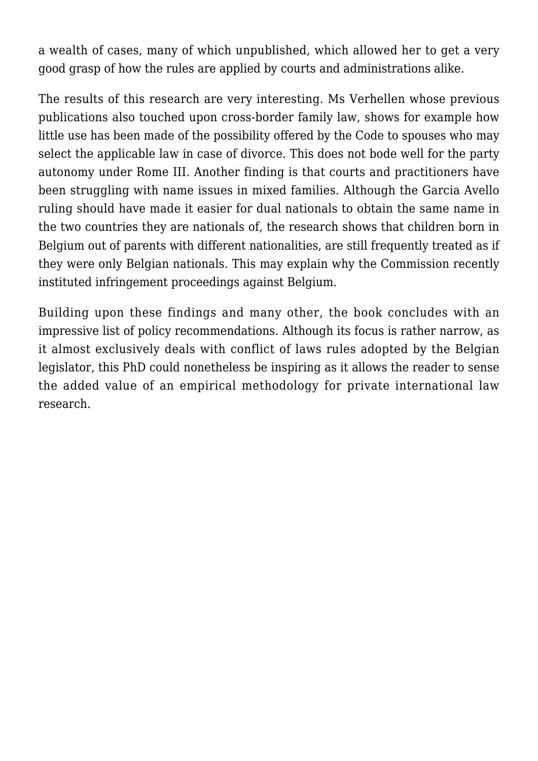a wealth of cases, many of which unpublished, which allowed her to get a very good grasp of how the rules are applied by courts and administrations alike.

The results of this research are very interesting. Ms Verhellen whose previous publications also touched upon cross-border family law, shows for example how little use has been made of the possibility offered by the Code to spouses who may select the applicable law in case of divorce. This does not bode well for the party autonomy under Rome III. Another finding is that courts and practitioners have been struggling with name issues in mixed families. Although the Garcia Avello ruling should have made it easier for dual nationals to obtain the same name in the two countries they are nationals of, the research shows that children born in Belgium out of parents with different nationalities, are still frequently treated as if they were only Belgian nationals. This may explain why the Commission recently instituted infringement proceedings against Belgium.

Building upon these findings and many other, the book concludes with an impressive list of policy recommendations. Although its focus is rather narrow, as it almost exclusively deals with conflict of laws rules adopted by the Belgian legislator, this PhD could nonetheless be inspiring as it allows the reader to sense the added value of an empirical methodology for private international law research.